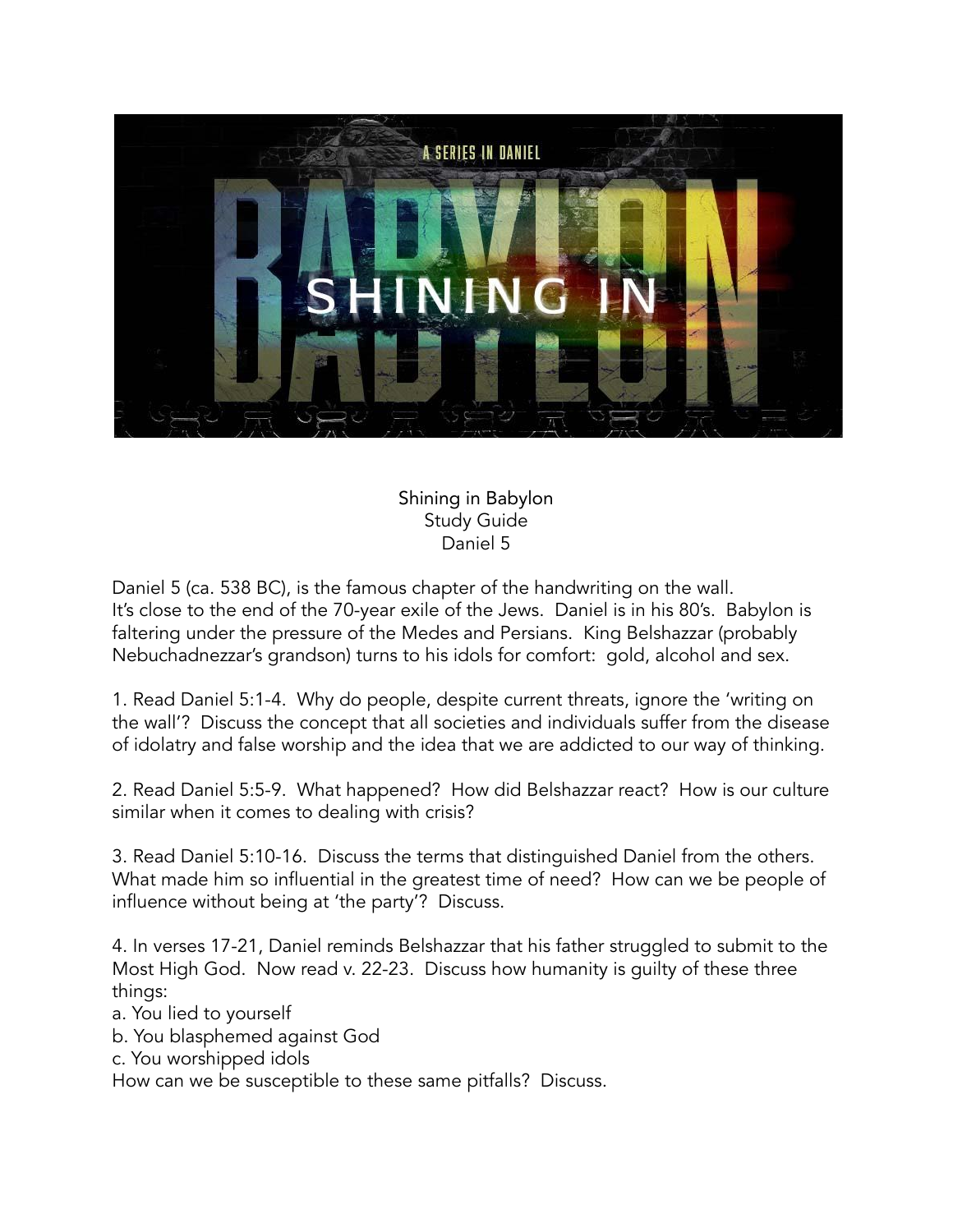Shining in Babylon
Study Guide
Daniel 5

Daniel 5 (ca. 538 BC), is the famous chapter of the handwriting on the wall. It's close to the end of the 70-year exile of the Jews. Daniel is in his 80's. Babylon is faltering under the pressure of the Medes and Persians. King Belshazzar (probably Nebuchadnezzar's grandson) turns to his idols for comfort: gold, alcohol and sex.

1. Read Daniel 5:1-4. Why do people, despite current threats, ignore the 'writing on the wall'? Discuss the concept that all societies and individuals suffer from the disease of idolatry and false worship and the idea that we are addicted to our way of thinking.

2. Read Daniel 5:5-9. What happened? How did Belshazzar react? How is our culture similar when it comes to dealing with crisis?

3. Read Daniel 5:10-16. Discuss the terms that distinguished Daniel from the others. What made him so influential in the greatest time of need? How can we be people of influence without being at 'the party'? Discuss.

4. In verses 17-21, Daniel reminds Belshazzar that his father struggled to submit to the Most High God. Now read v. 22-23. Discuss how humanity is guilty of these three things:
a. You lied to yourself
b. You blasphemed against God
c. You worshipped idols
How can we be susceptible to these same pitfalls? Discuss.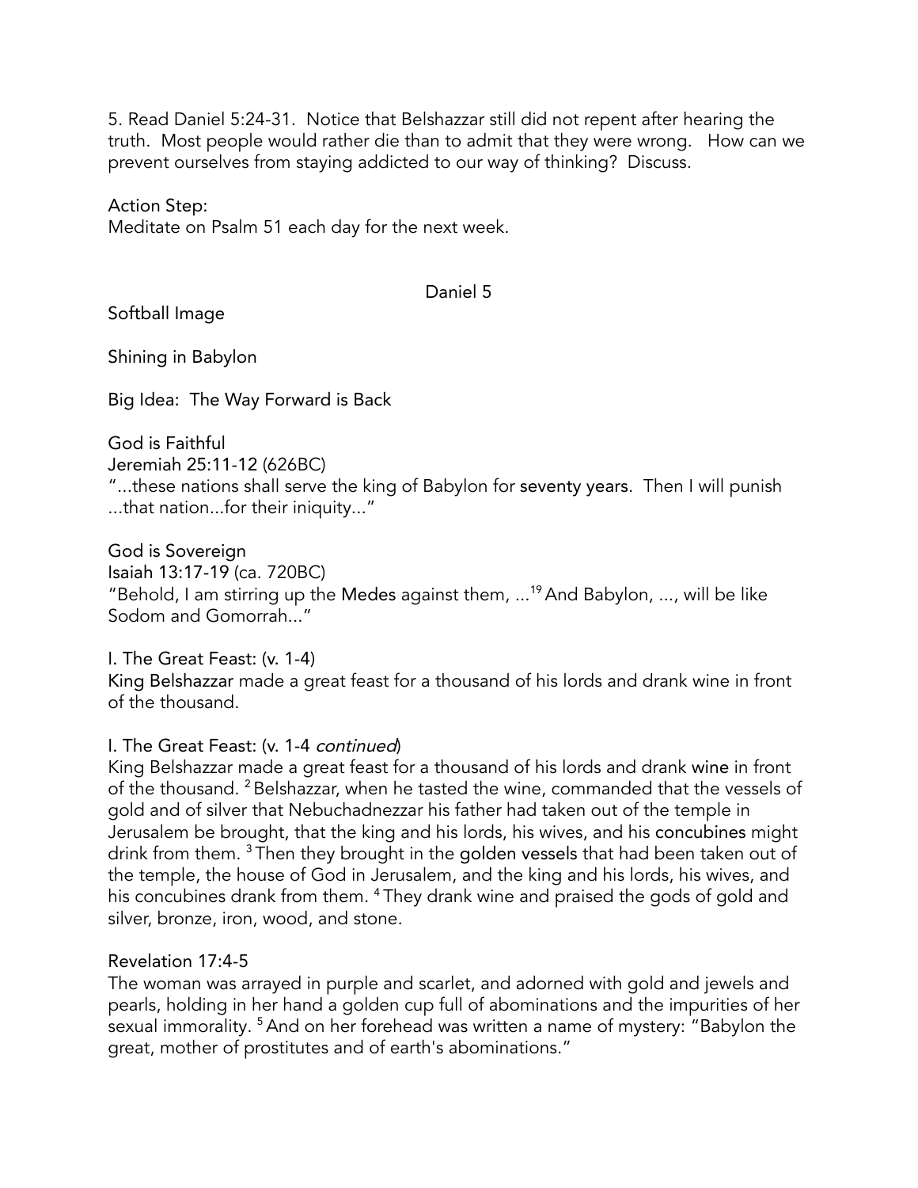5. Read Daniel 5:24-31. Notice that Belshazzar still did not repent after hearing the truth. Most people would rather die than to admit that they were wrong. How can we prevent ourselves from staying addicted to our way of thinking? Discuss.

Action Step:
Meditate on Psalm 51 each day for the next week.

## Daniel 5

Softball Image

Shining in Babylon

Big Idea: The Way Forward is Back

God is Faithful
Jeremiah 25:11-12 (626BC)
"...these nations shall serve the king of Babylon for seventy years. Then I will punish ...that nation...for their iniquity..."

God is Sovereign
Isaiah 13:17-19 (ca. 720BC)
"Behold, I am stirring up the Medes against them, ...[19] And Babylon, ..., will be like Sodom and Gomorrah..."

I. The Great Feast: (v. 1-4)
King Belshazzar made a great feast for a thousand of his lords and drank wine in front of the thousand.

I. The Great Feast: (v. 1-4 *continued*)
King Belshazzar made a great feast for a thousand of his lords and drank wine in front of the thousand. [2] Belshazzar, when he tasted the wine, commanded that the vessels of gold and of silver that Nebuchadnezzar his father had taken out of the temple in Jerusalem be brought, that the king and his lords, his wives, and his concubines might drink from them. [3] Then they brought in the golden vessels that had been taken out of the temple, the house of God in Jerusalem, and the king and his lords, his wives, and his concubines drank from them. [4] They drank wine and praised the gods of gold and silver, bronze, iron, wood, and stone.

Revelation 17:4-5
The woman was arrayed in purple and scarlet, and adorned with gold and jewels and pearls, holding in her hand a golden cup full of abominations and the impurities of her sexual immorality. [5] And on her forehead was written a name of mystery: "Babylon the great, mother of prostitutes and of earth's abominations."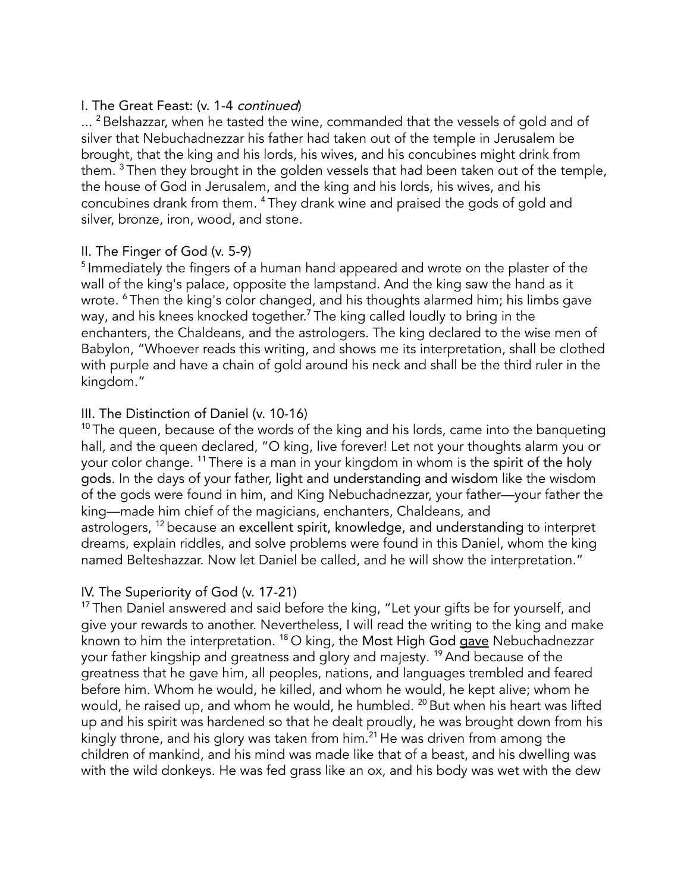I. The Great Feast: (v. 1-4 *continued*)

... [2] Belshazzar, when he tasted the wine, commanded that the vessels of gold and of silver that Nebuchadnezzar his father had taken out of the temple in Jerusalem be brought, that the king and his lords, his wives, and his concubines might drink from them. [3] Then they brought in the golden vessels that had been taken out of the temple, the house of God in Jerusalem, and the king and his lords, his wives, and his concubines drank from them. [4] They drank wine and praised the gods of gold and silver, bronze, iron, wood, and stone.

II. The Finger of God (v. 5-9)

[5] Immediately the fingers of a human hand appeared and wrote on the plaster of the wall of the king's palace, opposite the lampstand. And the king saw the hand as it wrote. [6] Then the king's color changed, and his thoughts alarmed him; his limbs gave way, and his knees knocked together.[7] The king called loudly to bring in the enchanters, the Chaldeans, and the astrologers. The king declared to the wise men of Babylon, "Whoever reads this writing, and shows me its interpretation, shall be clothed with purple and have a chain of gold around his neck and shall be the third ruler in the kingdom."

III. The Distinction of Daniel (v. 10-16)

[10] The queen, because of the words of the king and his lords, came into the banqueting hall, and the queen declared, "O king, live forever! Let not your thoughts alarm you or your color change. [11] There is a man in your kingdom in whom is the spirit of the holy gods. In the days of your father, light and understanding and wisdom like the wisdom of the gods were found in him, and King Nebuchadnezzar, your father—your father the king—made him chief of the magicians, enchanters, Chaldeans, and astrologers, [12] because an excellent spirit, knowledge, and understanding to interpret dreams, explain riddles, and solve problems were found in this Daniel, whom the king named Belteshazzar. Now let Daniel be called, and he will show the interpretation."

IV. The Superiority of God (v. 17-21)

[17] Then Daniel answered and said before the king, "Let your gifts be for yourself, and give your rewards to another. Nevertheless, I will read the writing to the king and make known to him the interpretation. [18] O king, the Most High God <u>gave</u> Nebuchadnezzar your father kingship and greatness and glory and majesty. [19] And because of the greatness that he gave him, all peoples, nations, and languages trembled and feared before him. Whom he would, he killed, and whom he would, he kept alive; whom he would, he raised up, and whom he would, he humbled. [20] But when his heart was lifted up and his spirit was hardened so that he dealt proudly, he was brought down from his kingly throne, and his glory was taken from him.[21] He was driven from among the children of mankind, and his mind was made like that of a beast, and his dwelling was with the wild donkeys. He was fed grass like an ox, and his body was wet with the dew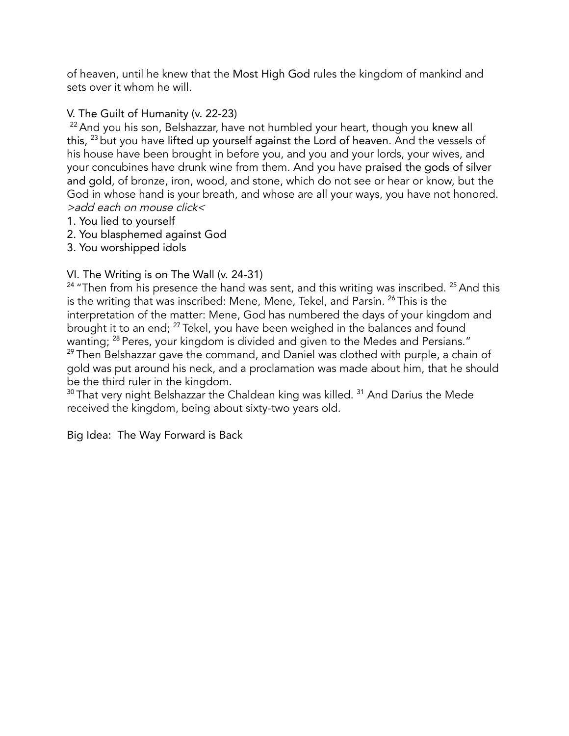of heaven, until he knew that the Most High God rules the kingdom of mankind and sets over it whom he will.

V. The Guilt of Humanity (v. 22-23)

[22] And you his son, Belshazzar, have not humbled your heart, though you knew all this, [23] but you have lifted up yourself against the Lord of heaven. And the vessels of his house have been brought in before you, and you and your lords, your wives, and your concubines have drunk wine from them. And you have praised the gods of silver and gold, of bronze, iron, wood, and stone, which do not see or hear or know, but the God in whose hand is your breath, and whose are all your ways, you have not honored.
*>add each on mouse click<*

1. You lied to yourself
2. You blasphemed against God
3. You worshipped idols

VI. The Writing is on The Wall (v. 24-31)

[24] "Then from his presence the hand was sent, and this writing was inscribed. [25] And this is the writing that was inscribed: Mene, Mene, Tekel, and Parsin. [26] This is the interpretation of the matter: Mene, God has numbered the days of your kingdom and brought it to an end; [27] Tekel, you have been weighed in the balances and found wanting; [28] Peres, your kingdom is divided and given to the Medes and Persians."
[29] Then Belshazzar gave the command, and Daniel was clothed with purple, a chain of gold was put around his neck, and a proclamation was made about him, that he should be the third ruler in the kingdom.
[30] That very night Belshazzar the Chaldean king was killed. [31] And Darius the Mede received the kingdom, being about sixty-two years old.

Big Idea: The Way Forward is Back